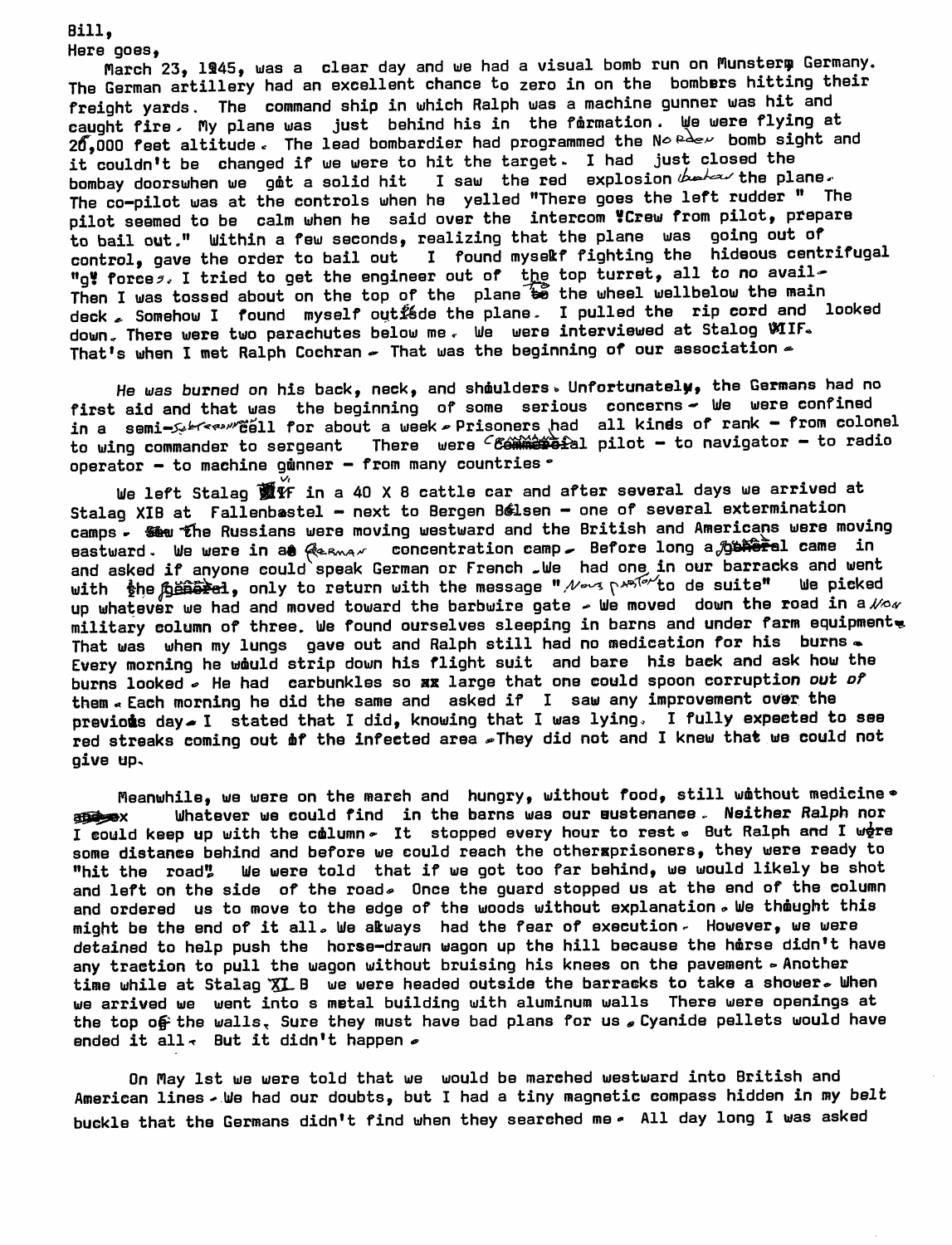Bill,

Here goes,

March 23, 1945, was a clear day and we had a visual bomb run on Munster Germany. The German artillery had an excellent chance to zero in on the bombers hitting their freight yards. The command ship in which Ralph was a machine gunner was hit and caught fire. My plane was just behind his in the formation. We were flying at 26,000 feet altitude. The lead bombardier had programmed the Norden bomb sight and it couldn't be changed if we were to hit the target. I had just closed the bombay doors when we got a solid hit I saw the red explosion below the plane. The co-pilot was at the controls when he yelled "There goes the left rudder " The pilot seemed to be calm when he said over the intercom "Crew from pilot, prepare to bail out." Within a few seconds, realizing that the plane was going out of control, gave the order to bail out I found myself fighting the hideous centrifugal "g" force. I tried to get the engineer out of the top turret, all to no avail. Then I was tossed about on the top of the plane to the wheel wellbelow the main deck. Somehow I found myself outside the plane. I pulled the rip cord and looked down. There were two parachutes below me. We were interviewed at Stalog VIIF. That's when I met Ralph Cochran. That was the beginning of our association.

*He was burned* on his back, neck, and shoulders. Unfortunately, the Germans had no first aid and that was the beginning of some serious concerns. We were confined in a semi-subterranean cell for about a week. Prisoners had all kinds of rank - from colonel to wing commander to sergeant There were Commercial pilot - to navigator - to radio operator - to machine gunner - from many countries.

We left Stalag VIIF in a 40 X 8 cattle car and after several days we arrived at Stalag XIB at Fallenbastel - next to Bergen Belsen - one of several extermination camps. The Russians were moving westward and the British and Americans were moving eastward. We were in a German concentration camp. Before long a general came in and asked if anyone could speak German or French. We had one in our barracks and went with the general, only to return with the message "Nous partons de suite" We picked up whatever we had and moved toward the barbwire gate. We moved down the road in a Nazi military column of three. We found ourselves sleeping in barns and under farm equipment. That was when my lungs gave out and Ralph still had no medication for his burns. Every morning he would strip down his flight suit and bare his back and ask how the burns looked. He had carbunkles so large that one could spoon corruption *out of* them. Each morning he did the same and asked if I saw any improvement over the previous day. I stated that I did, knowing that I was lying. I fully expected to see red streaks coming out of the infected area. They did not and I knew that we could not give up.

Meanwhile, we were on the march and hungry, without food, still without medicine. Whatever we could find in the barns was our sustenance. Neither Ralph nor I could keep up with the column. It stopped every hour to rest. But Ralph and I were some distance behind and before we could reach the other prisoners, they were ready to "hit the road". We were told that if we got too far behind, we would likely be shot and left on the side of the road. Once the guard stopped us at the end of the column and ordered us to move to the edge of the woods without explanation. We thought this might be the end of it all. We always had the fear of execution. However, we were detained to help push the horse-drawn wagon up the hill because the horse didn't have any traction to pull the wagon without bruising his knees on the pavement. Another time while at Stalag XI B we were headed outside the barracks to take a shower. When we arrived we went into s metal building with aluminum walls There were openings at the top of the walls. Sure they must have bad plans for us. Cyanide pellets would have ended it all. But it didn't happen.

On May 1st we were told that we would be marched westward into British and American lines. We had our doubts, but I had a tiny magnetic compass hidden in my belt buckle that the Germans didn't find when they searched me. All day long I was asked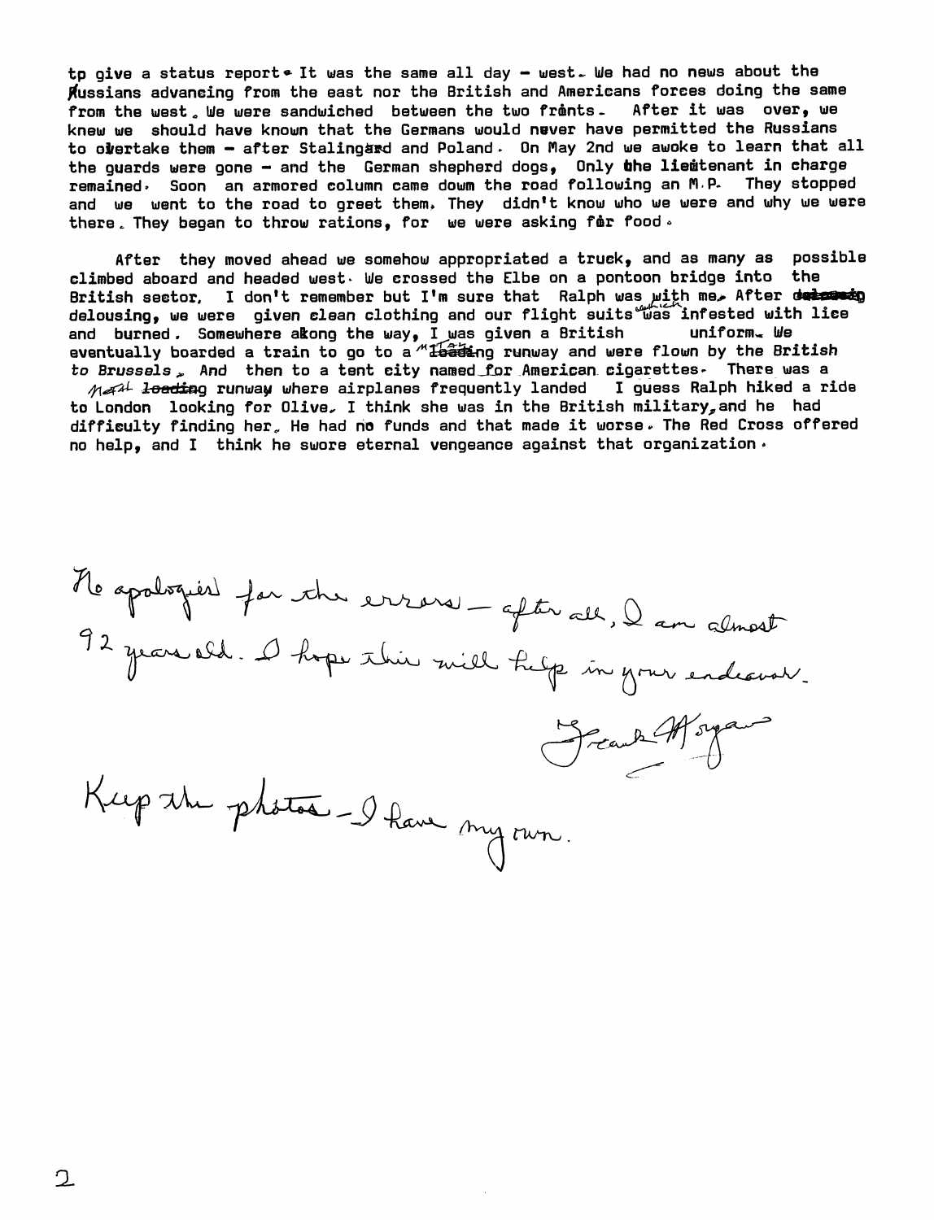tp give a status report. It was the same all day – west. We had no news about the Russians advancing from the east nor the British and Americans forces doing the same from the west. We were sandwiched between the two fronts. After it was over, we knew we should have known that the Germans would never have permitted the Russians to overtake them – after Stalingrad and Poland. On May 2nd we awoke to learn that all the guards were gone – and the German shepherd dogs, Only the lieutenant in charge remained. Soon an armored column came down the road following an M.P. They stopped and we went to the road to greet them. They didn't know who we were and why we were there. They began to throw rations, for we were asking for food.

After they moved ahead we somehow appropriated a truck, and as many as possible climbed aboard and headed west. We crossed the Elbe on a pontoon bridge into the British sector. I don't remember but I'm sure that Ralph was with me. After delousing, we were given clean clothing and our flight suits which was infested with lice and burned. Somewhere along the way, I was given a British uniform. We eventually boarded a train to go to a "mat" landing runway and were flown by the British to Brussels. And then to a tent city named for American cigarettes. There was a mat runway where airplanes frequently landed I guess Ralph hiked a ride to London looking for Olive. I think she was in the British military, and he had difficulty finding her. He had no funds and that made it worse. The Red Cross offered no help, and I think he swore eternal vengeance against that organization.

No apologies for the errors – after all, I am almost 92 years old. I hope this will help in your endeavor.

Frank Morgan

Keep the photos – I have my own.